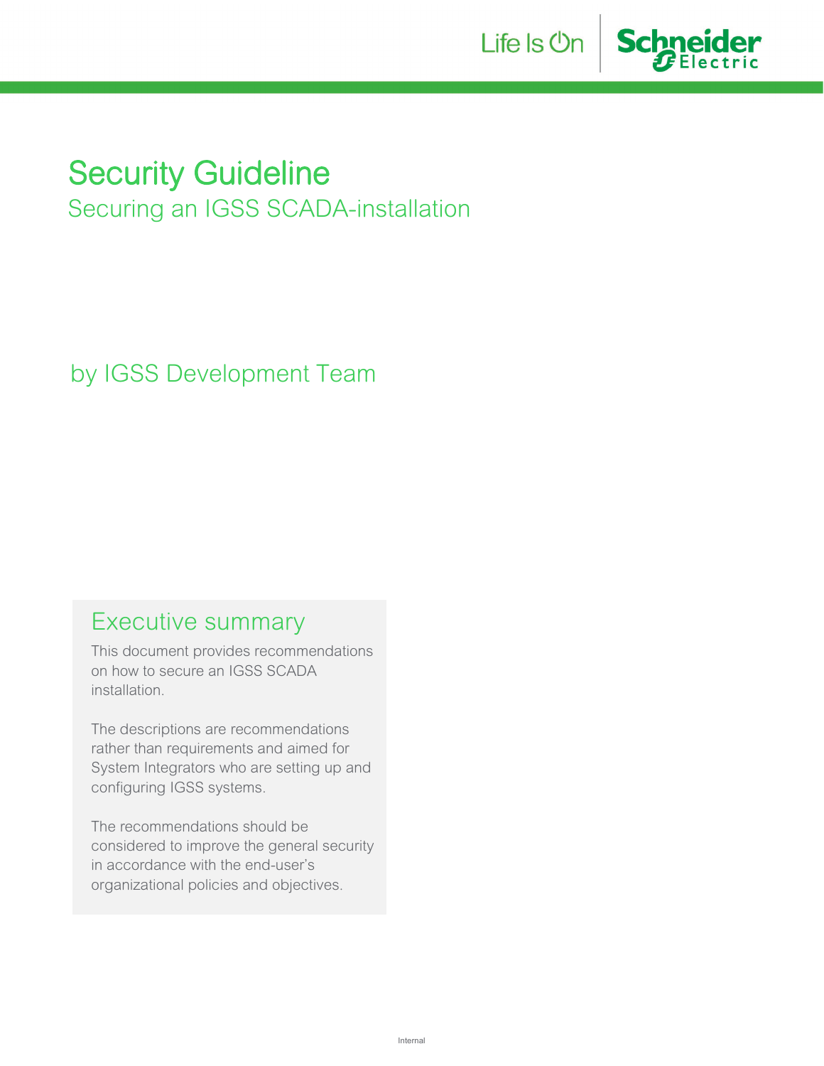# Security Guideline

## Securing an IGSS SCADA-installation

by IGSS Development Team

## Executive summary

This document provides recommendations on how to secure an IGSS SCADA installation.

The descriptions are recommendations rather than requirements and aimed for System Integrators who are setting up and configuring IGSS systems.

The recommendations should be considered to improve the general security in accordance with the end-user's organizational policies and objectives.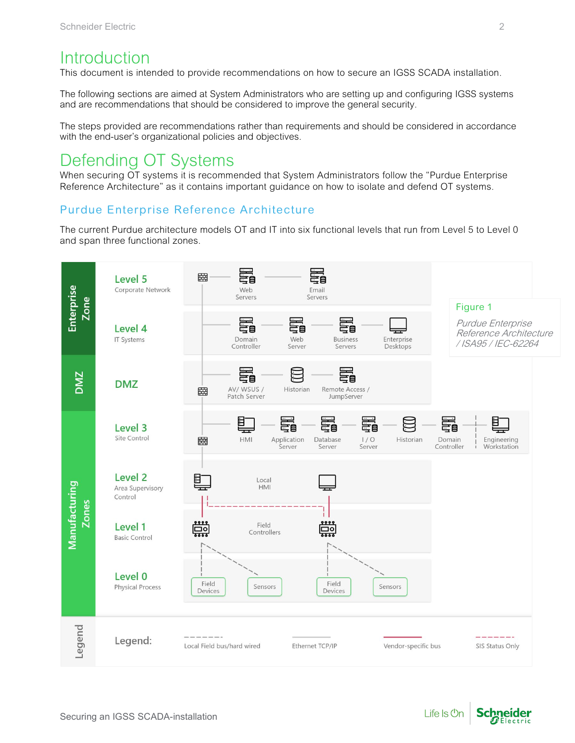# Introduction

This document is intended to provide recommendations on how to secure an IGSS SCADA installation.

The following sections are aimed at System Administrators who are setting up and configuring IGSS systems and are recommendations that should be considered to improve the general security.

The steps provided are recommendations rather than requirements and should be considered in accordance with the end-user's organizational policies and objectives.

# Defending OT Systems

When securing OT systems it is recommended that System Administrators follow the "Purdue Enterprise Reference Architecture" as it contains important guidance on how to isolate and defend OT systems.

## Purdue Enterprise Reference Architecture

The current Purdue architecture models OT and IT into six functional levels that run from Level 5 to Level 0 and span three functional zones.

Figure 1

*Purdue Enterprise Reference Architecture / ISA95 / IEC-62264*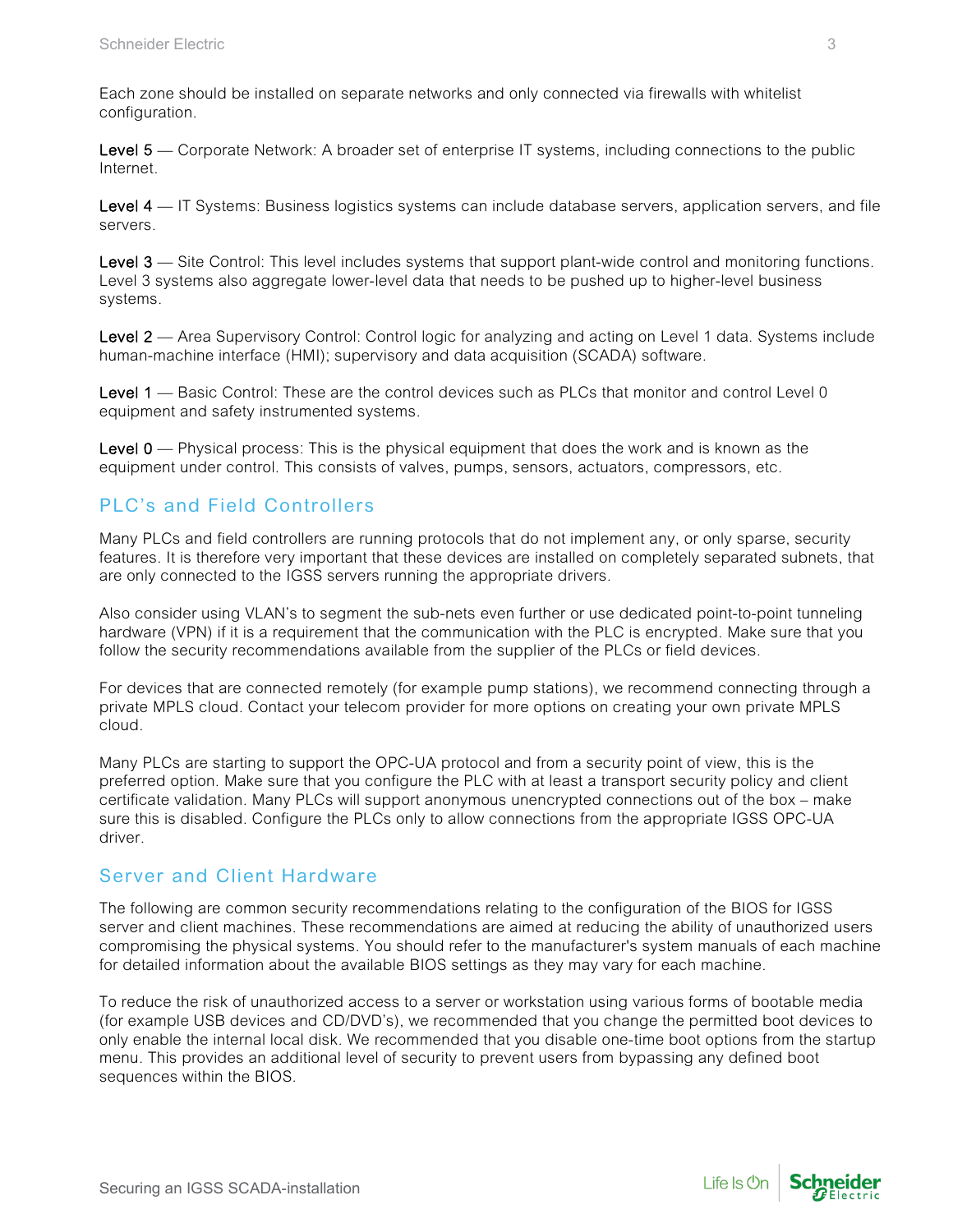Each zone should be installed on separate networks and only connected via firewalls with whitelist configuration.

**Level 5** — Corporate Network: A broader set of enterprise IT systems, including connections to the public Internet.

**Level 4** — IT Systems: Business logistics systems can include database servers, application servers, and file servers.

**Level 3** — Site Control: This level includes systems that support plant-wide control and monitoring functions. Level 3 systems also aggregate lower-level data that needs to be pushed up to higher-level business systems.

**Level 2** — Area Supervisory Control: Control logic for analyzing and acting on Level 1 data. Systems include human-machine interface (HMI); supervisory and data acquisition (SCADA) software.

**Level 1** — Basic Control: These are the control devices such as PLCs that monitor and control Level 0 equipment and safety instrumented systems.

**Level 0** — Physical process: This is the physical equipment that does the work and is known as the equipment under control. This consists of valves, pumps, sensors, actuators, compressors, etc.

## PLC's and Field Controllers

Many PLCs and field controllers are running protocols that do not implement any, or only sparse, security features. It is therefore very important that these devices are installed on completely separated subnets, that are only connected to the IGSS servers running the appropriate drivers.

Also consider using VLAN's to segment the sub-nets even further or use dedicated point-to-point tunneling hardware (VPN) if it is a requirement that the communication with the PLC is encrypted. Make sure that you follow the security recommendations available from the supplier of the PLCs or field devices.

For devices that are connected remotely (for example pump stations), we recommend connecting through a private MPLS cloud. Contact your telecom provider for more options on creating your own private MPLS cloud.

Many PLCs are starting to support the OPC-UA protocol and from a security point of view, this is the preferred option. Make sure that you configure the PLC with at least a transport security policy and client certificate validation. Many PLCs will support anonymous unencrypted connections out of the box – make sure this is disabled. Configure the PLCs only to allow connections from the appropriate IGSS OPC-UA driver.

## Server and Client Hardware

The following are common security recommendations relating to the configuration of the BIOS for IGSS server and client machines. These recommendations are aimed at reducing the ability of unauthorized users compromising the physical systems. You should refer to the manufacturer's system manuals of each machine for detailed information about the available BIOS settings as they may vary for each machine.

To reduce the risk of unauthorized access to a server or workstation using various forms of bootable media (for example USB devices and CD/DVD's), we recommended that you change the permitted boot devices to only enable the internal local disk. We recommended that you disable one-time boot options from the startup menu. This provides an additional level of security to prevent users from bypassing any defined boot sequences within the BIOS.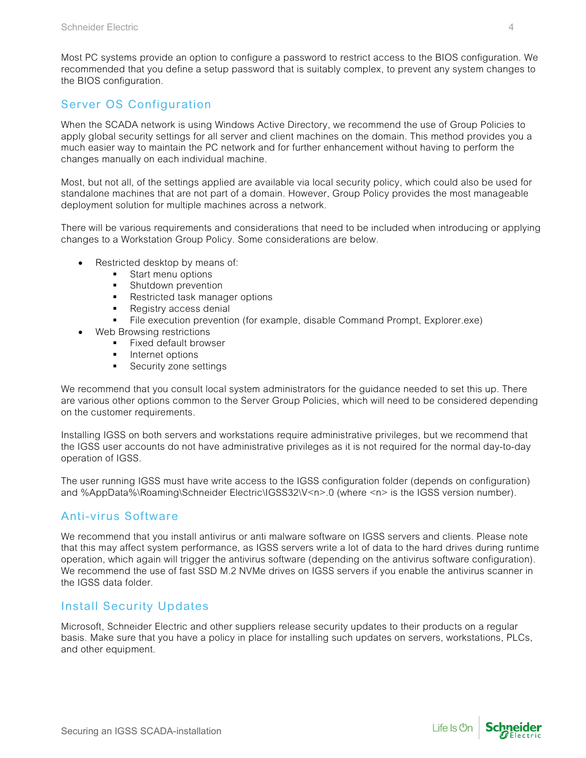Most PC systems provide an option to configure a password to restrict access to the BIOS configuration. We recommended that you define a setup password that is suitably complex, to prevent any system changes to the BIOS configuration.

## Server OS Configuration

When the SCADA network is using Windows Active Directory, we recommend the use of Group Policies to apply global security settings for all server and client machines on the domain. This method provides you a much easier way to maintain the PC network and for further enhancement without having to perform the changes manually on each individual machine.

Most, but not all, of the settings applied are available via local security policy, which could also be used for standalone machines that are not part of a domain. However, Group Policy provides the most manageable deployment solution for multiple machines across a network.

There will be various requirements and considerations that need to be included when introducing or applying changes to a Workstation Group Policy. Some considerations are below.

- Restricted desktop by means of:
  - Start menu options
  - Shutdown prevention
  - Restricted task manager options
  - Registry access denial
  - File execution prevention (for example, disable Command Prompt, Explorer.exe)
- Web Browsing restrictions
  - Fixed default browser
  - Internet options
  - Security zone settings

We recommend that you consult local system administrators for the guidance needed to set this up. There are various other options common to the Server Group Policies, which will need to be considered depending on the customer requirements.

Installing IGSS on both servers and workstations require administrative privileges, but we recommend that the IGSS user accounts do not have administrative privileges as it is not required for the normal day-to-day operation of IGSS.

The user running IGSS must have write access to the IGSS configuration folder (depends on configuration) and %AppData%\Roaming\Schneider Electric\IGSS32\V<n>.0 (where <n> is the IGSS version number).

## Anti-virus Software

We recommend that you install antivirus or anti malware software on IGSS servers and clients. Please note that this may affect system performance, as IGSS servers write a lot of data to the hard drives during runtime operation, which again will trigger the antivirus software (depending on the antivirus software configuration). We recommend the use of fast SSD M.2 NVMe drives on IGSS servers if you enable the antivirus scanner in the IGSS data folder.

## Install Security Updates

Microsoft, Schneider Electric and other suppliers release security updates to their products on a regular basis. Make sure that you have a policy in place for installing such updates on servers, workstations, PLCs, and other equipment.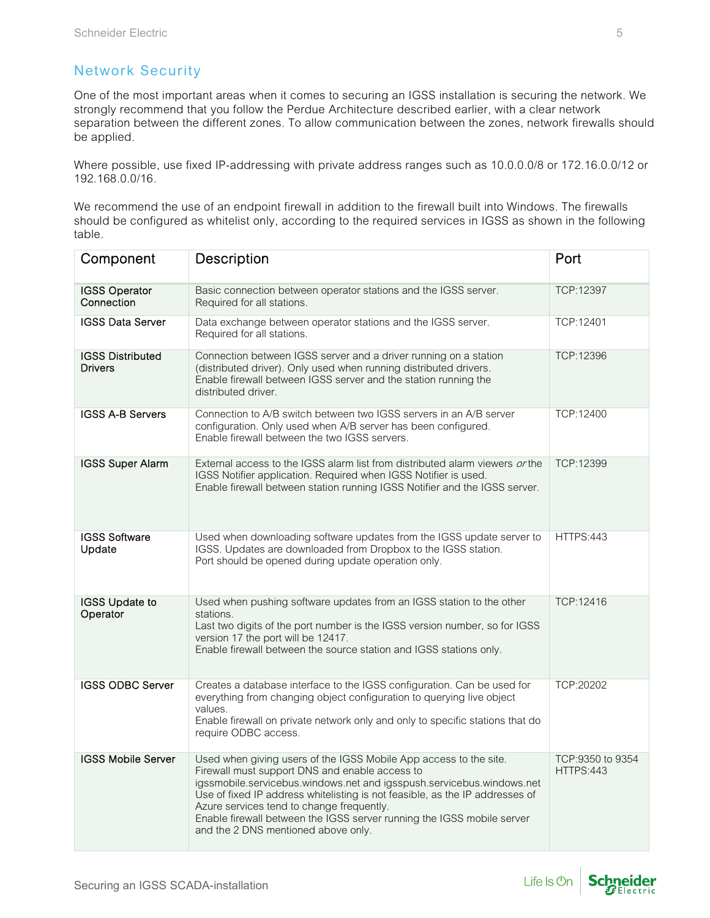## Network Security

One of the most important areas when it comes to securing an IGSS installation is securing the network. We strongly recommend that you follow the Perdue Architecture described earlier, with a clear network separation between the different zones. To allow communication between the zones, network firewalls should be applied.

Where possible, use fixed IP-addressing with private address ranges such as 10.0.0.0/8 or 172.16.0.0/12 or 192.168.0.0/16.

We recommend the use of an endpoint firewall in addition to the firewall built into Windows. The firewalls should be configured as whitelist only, according to the required services in IGSS as shown in the following table.

| Component | Description | Port |
|---|---|---|
| IGSS Operator Connection | Basic connection between operator stations and the IGSS server. Required for all stations. | TCP:12397 |
| IGSS Data Server | Data exchange between operator stations and the IGSS server. Required for all stations. | TCP:12401 |
| IGSS Distributed Drivers | Connection between IGSS server and a driver running on a station (distributed driver). Only used when running distributed drivers. Enable firewall between IGSS server and the station running the distributed driver. | TCP:12396 |
| IGSS A-B Servers | Connection to A/B switch between two IGSS servers in an A/B server configuration. Only used when A/B server has been configured. Enable firewall between the two IGSS servers. | TCP:12400 |
| IGSS Super Alarm | External access to the IGSS alarm list from distributed alarm viewers *or* the IGSS Notifier application. Required when IGSS Notifier is used. Enable firewall between station running IGSS Notifier and the IGSS server. | TCP:12399 |
| IGSS Software Update | Used when downloading software updates from the IGSS update server to IGSS. Updates are downloaded from Dropbox to the IGSS station. Port should be opened during update operation only. | HTTPS:443 |
| IGSS Update to Operator | Used when pushing software updates from an IGSS station to the other stations. Last two digits of the port number is the IGSS version number, so for IGSS version 17 the port will be 12417. Enable firewall between the source station and IGSS stations only. | TCP:12416 |
| IGSS ODBC Server | Creates a database interface to the IGSS configuration. Can be used for everything from changing object configuration to querying live object values. Enable firewall on private network only and only to specific stations that do require ODBC access. | TCP:20202 |
| IGSS Mobile Server | Used when giving users of the IGSS Mobile App access to the site. Firewall must support DNS and enable access to igssmobile.servicebus.windows.net and igsspush.servicebus.windows.net Use of fixed IP address whitelisting is not feasible, as the IP addresses of Azure services tend to change frequently. Enable firewall between the IGSS server running the IGSS mobile server and the 2 DNS mentioned above only. | TCP:9350 to 9354 HTTPS:443 |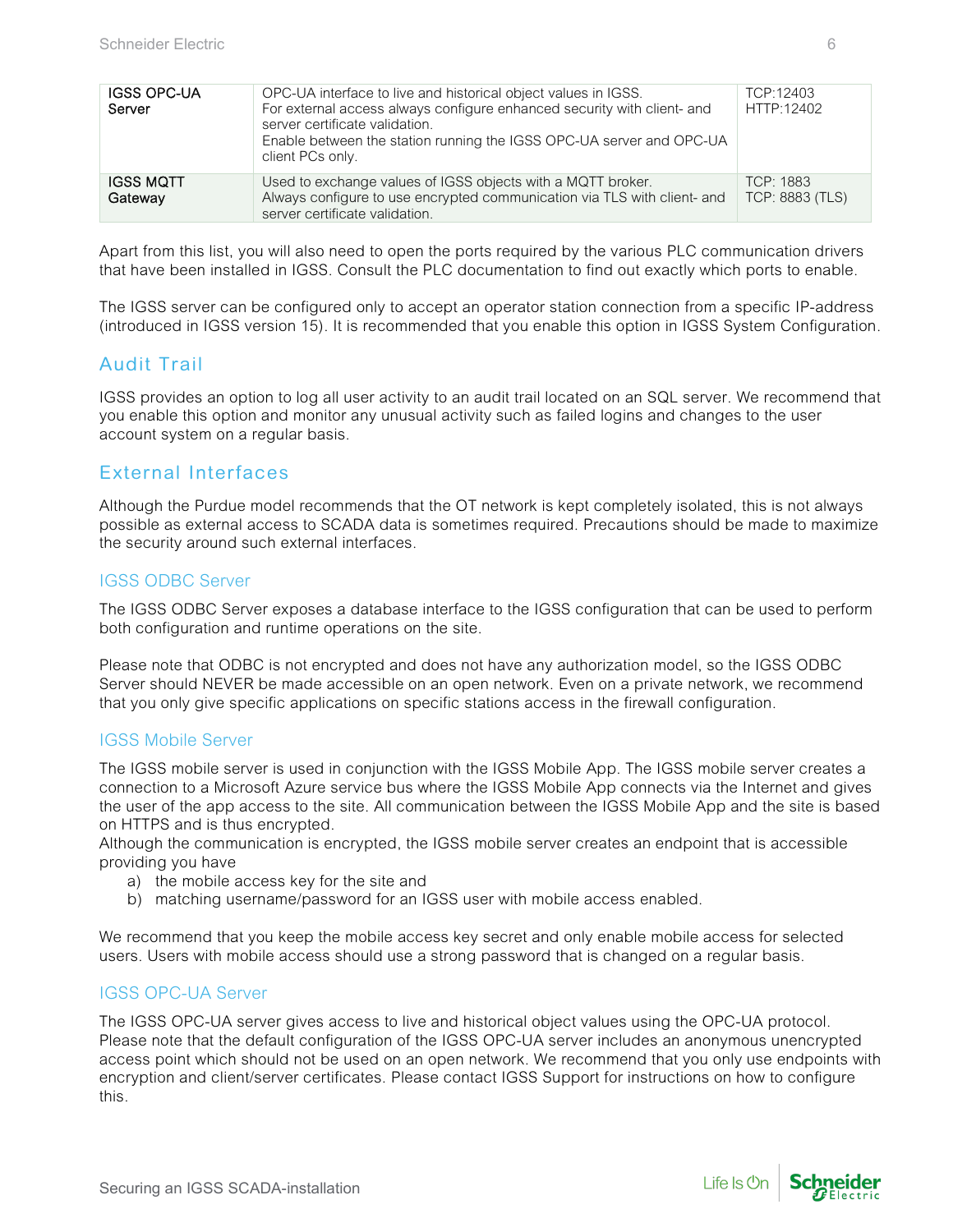| IGSS OPC-UA Server | OPC-UA interface to live and historical object values in IGSS.<br>For external access always configure enhanced security with client- and server certificate validation.<br>Enable between the station running the IGSS OPC-UA server and OPC-UA client PCs only. | TCP:12403<br>HTTP:12402 |
|---|---|---|
| IGSS MQTT Gateway | Used to exchange values of IGSS objects with a MQTT broker.<br>Always configure to use encrypted communication via TLS with client- and server certificate validation. | TCP: 1883<br>TCP: 8883 (TLS) |

Apart from this list, you will also need to open the ports required by the various PLC communication drivers that have been installed in IGSS. Consult the PLC documentation to find out exactly which ports to enable.

The IGSS server can be configured only to accept an operator station connection from a specific IP-address (introduced in IGSS version 15). It is recommended that you enable this option in IGSS System Configuration.

## Audit Trail

IGSS provides an option to log all user activity to an audit trail located on an SQL server. We recommend that you enable this option and monitor any unusual activity such as failed logins and changes to the user account system on a regular basis.

## External Interfaces

Although the Purdue model recommends that the OT network is kept completely isolated, this is not always possible as external access to SCADA data is sometimes required. Precautions should be made to maximize the security around such external interfaces.

### IGSS ODBC Server

The IGSS ODBC Server exposes a database interface to the IGSS configuration that can be used to perform both configuration and runtime operations on the site.

Please note that ODBC is not encrypted and does not have any authorization model, so the IGSS ODBC Server should NEVER be made accessible on an open network. Even on a private network, we recommend that you only give specific applications on specific stations access in the firewall configuration.

### IGSS Mobile Server

The IGSS mobile server is used in conjunction with the IGSS Mobile App. The IGSS mobile server creates a connection to a Microsoft Azure service bus where the IGSS Mobile App connects via the Internet and gives the user of the app access to the site. All communication between the IGSS Mobile App and the site is based on HTTPS and is thus encrypted.
Although the communication is encrypted, the IGSS mobile server creates an endpoint that is accessible providing you have

a) the mobile access key for the site and
b) matching username/password for an IGSS user with mobile access enabled.

We recommend that you keep the mobile access key secret and only enable mobile access for selected users. Users with mobile access should use a strong password that is changed on a regular basis.

### IGSS OPC-UA Server

The IGSS OPC-UA server gives access to live and historical object values using the OPC-UA protocol. Please note that the default configuration of the IGSS OPC-UA server includes an anonymous unencrypted access point which should not be used on an open network. We recommend that you only use endpoints with encryption and client/server certificates. Please contact IGSS Support for instructions on how to configure this.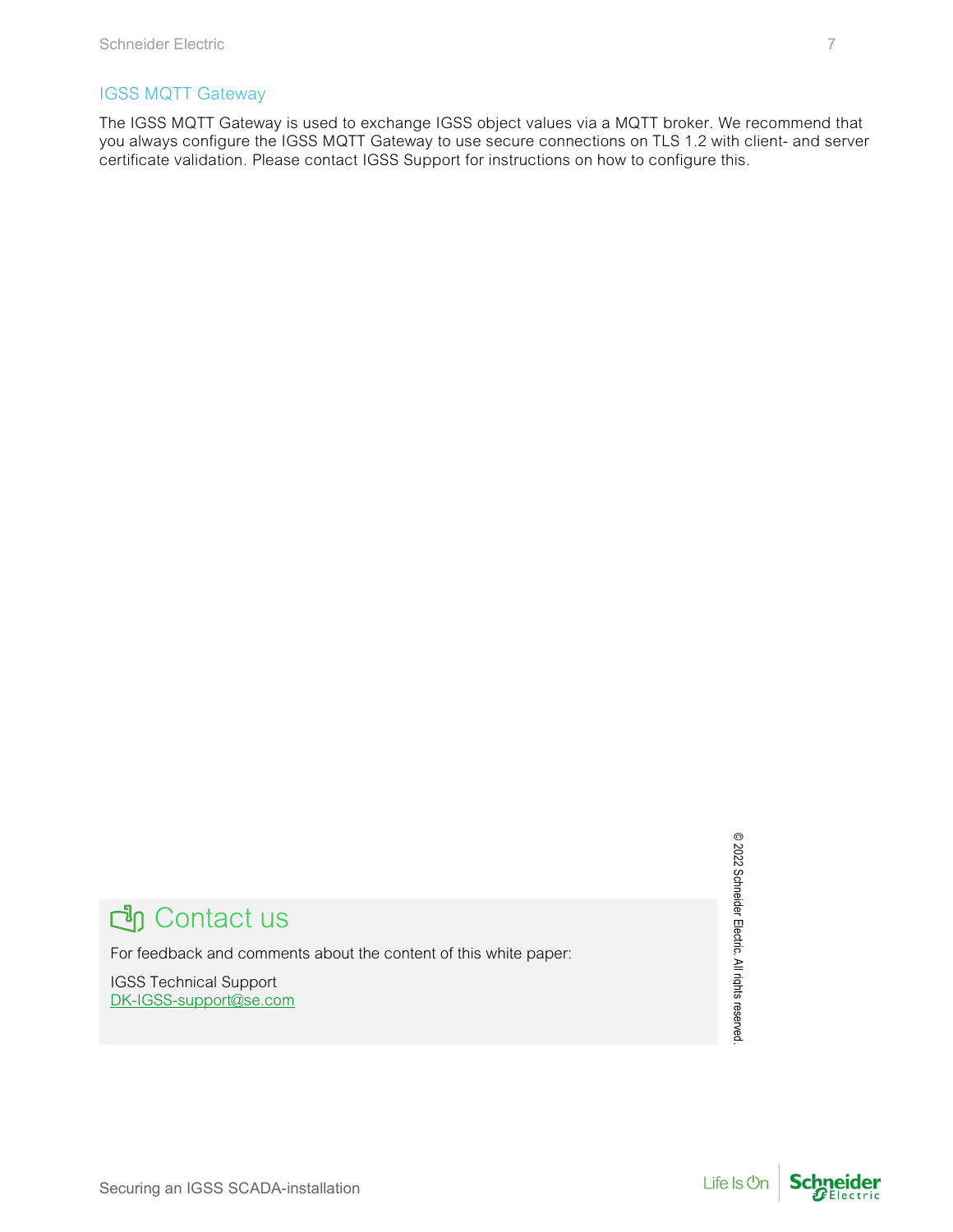## IGSS MQTT Gateway

The IGSS MQTT Gateway is used to exchange IGSS object values via a MQTT broker. We recommend that you always configure the IGSS MQTT Gateway to use secure connections on TLS 1.2 with client- and server certificate validation. Please contact IGSS Support for instructions on how to configure this.

## Contact us

For feedback and comments about the content of this white paper:

IGSS Technical Support
DK-IGSS-support@se.com

© 2022 Schneider Electric. All rights reserved.